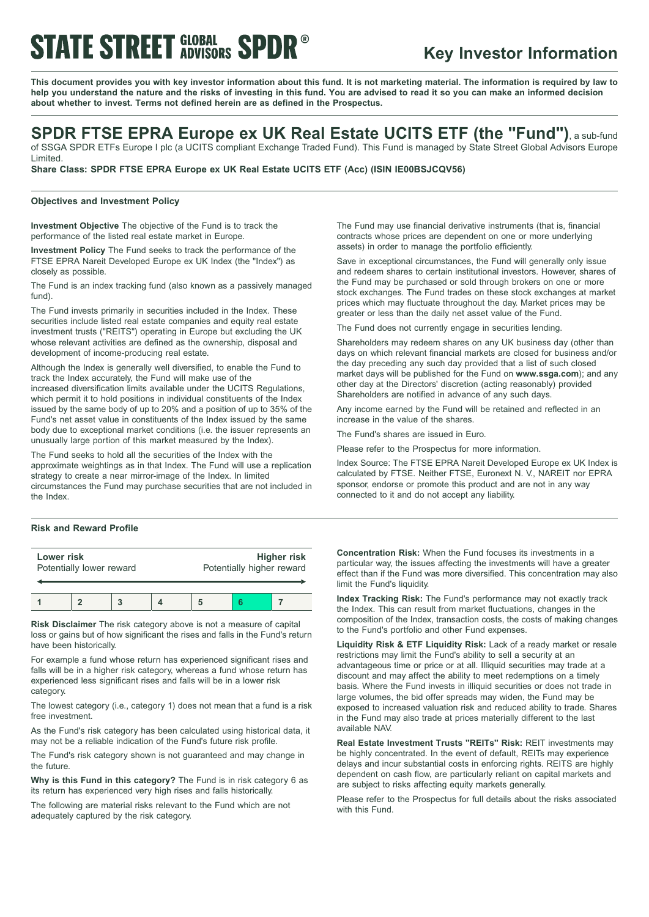**STATE STREET GLOBAL ADVISORS SPDR®**

# Key Investor Information

**This document provides you with key investor information about this fund. It is not marketing material. The information is required by law to help you understand the nature and the risks of investing in this fund. You are advised to read it so you can make an informed decision about whether to invest. Terms not defined herein are as defined in the Prospectus.**

## SPDR FTSE EPRA Europe ex UK Real Estate UCITS ETF (the "Fund"), a sub-fund of SSGA SPDR ETFs Europe I plc (a UCITS compliant Exchange Traded Fund). This Fund is managed by State Street Global Advisors Europe Limited.

**Share Class: SPDR FTSE EPRA Europe ex UK Real Estate UCITS ETF (Acc) (ISIN IE00BSJCQV56)**

### Objectives and Investment Policy

**Investment Objective** The objective of the Fund is to track the performance of the listed real estate market in Europe.

**Investment Policy** The Fund seeks to track the performance of the FTSE EPRA Nareit Developed Europe ex UK Index (the "Index") as closely as possible.

The Fund is an index tracking fund (also known as a passively managed fund).

The Fund invests primarily in securities included in the Index. These securities include listed real estate companies and equity real estate investment trusts ("REITS") operating in Europe but excluding the UK whose relevant activities are defined as the ownership, disposal and development of income-producing real estate.

Although the Index is generally well diversified, to enable the Fund to track the Index accurately, the Fund will make use of the increased diversification limits available under the UCITS Regulations, which permit it to hold positions in individual constituents of the Index issued by the same body of up to 20% and a position of up to 35% of the Fund's net asset value in constituents of the Index issued by the same body due to exceptional market conditions (i.e. the issuer represents an unusually large portion of this market measured by the Index).

The Fund seeks to hold all the securities of the Index with the approximate weightings as in that Index. The Fund will use a replication strategy to create a near mirror-image of the Index. In limited circumstances the Fund may purchase securities that are not included in the Index.

The Fund may use financial derivative instruments (that is, financial contracts whose prices are dependent on one or more underlying assets) in order to manage the portfolio efficiently.

Save in exceptional circumstances, the Fund will generally only issue and redeem shares to certain institutional investors. However, shares of the Fund may be purchased or sold through brokers on one or more stock exchanges. The Fund trades on these stock exchanges at market prices which may fluctuate throughout the day. Market prices may be greater or less than the daily net asset value of the Fund.

The Fund does not currently engage in securities lending.

Shareholders may redeem shares on any UK business day (other than days on which relevant financial markets are closed for business and/or the day preceding any such day provided that a list of such closed market days will be published for the Fund on **www.ssga.com**); and any other day at the Directors' discretion (acting reasonably) provided Shareholders are notified in advance of any such days.

Any income earned by the Fund will be retained and reflected in an increase in the value of the shares.

The Fund's shares are issued in Euro.

Please refer to the Prospectus for more information.

Index Source: The FTSE EPRA Nareit Developed Europe ex UK Index is calculated by FTSE. Neither FTSE, Euronext N. V., NAREIT nor EPRA sponsor, endorse or promote this product and are not in any way connected to it and do not accept any liability.

### Risk and Reward Profile

| **Lower risk** Potentially lower reward | | | | | | **Higher risk** Potentially higher reward |
|---|---|---|---|---|---|---|
| 1 | 2 | 3 | 4 | 5 | **6** | 7 |

**Risk Disclaimer** The risk category above is not a measure of capital loss or gains but of how significant the rises and falls in the Fund's return have been historically.

For example a fund whose return has experienced significant rises and falls will be in a higher risk category, whereas a fund whose return has experienced less significant rises and falls will be in a lower risk category.

The lowest category (i.e., category 1) does not mean that a fund is a risk free investment.

As the Fund's risk category has been calculated using historical data, it may not be a reliable indication of the Fund's future risk profile.

The Fund's risk category shown is not guaranteed and may change in the future.

**Why is this Fund in this category?** The Fund is in risk category 6 as its return has experienced very high rises and falls historically.

The following are material risks relevant to the Fund which are not adequately captured by the risk category.

**Concentration Risk:** When the Fund focuses its investments in a particular way, the issues affecting the investments will have a greater effect than if the Fund was more diversified. This concentration may also limit the Fund's liquidity.

**Index Tracking Risk:** The Fund's performance may not exactly track the Index. This can result from market fluctuations, changes in the composition of the Index, transaction costs, the costs of making changes to the Fund's portfolio and other Fund expenses.

**Liquidity Risk & ETF Liquidity Risk:** Lack of a ready market or resale restrictions may limit the Fund's ability to sell a security at an advantageous time or price or at all. Illiquid securities may trade at a discount and may affect the ability to meet redemptions on a timely basis. Where the Fund invests in illiquid securities or does not trade in large volumes, the bid offer spreads may widen, the Fund may be exposed to increased valuation risk and reduced ability to trade. Shares in the Fund may also trade at prices materially different to the last available NAV.

**Real Estate Investment Trusts "REITs" Risk:** REIT investments may be highly concentrated. In the event of default, REITs may experience delays and incur substantial costs in enforcing rights. REITS are highly dependent on cash flow, are particularly reliant on capital markets and are subject to risks affecting equity markets generally.

Please refer to the Prospectus for full details about the risks associated with this Fund.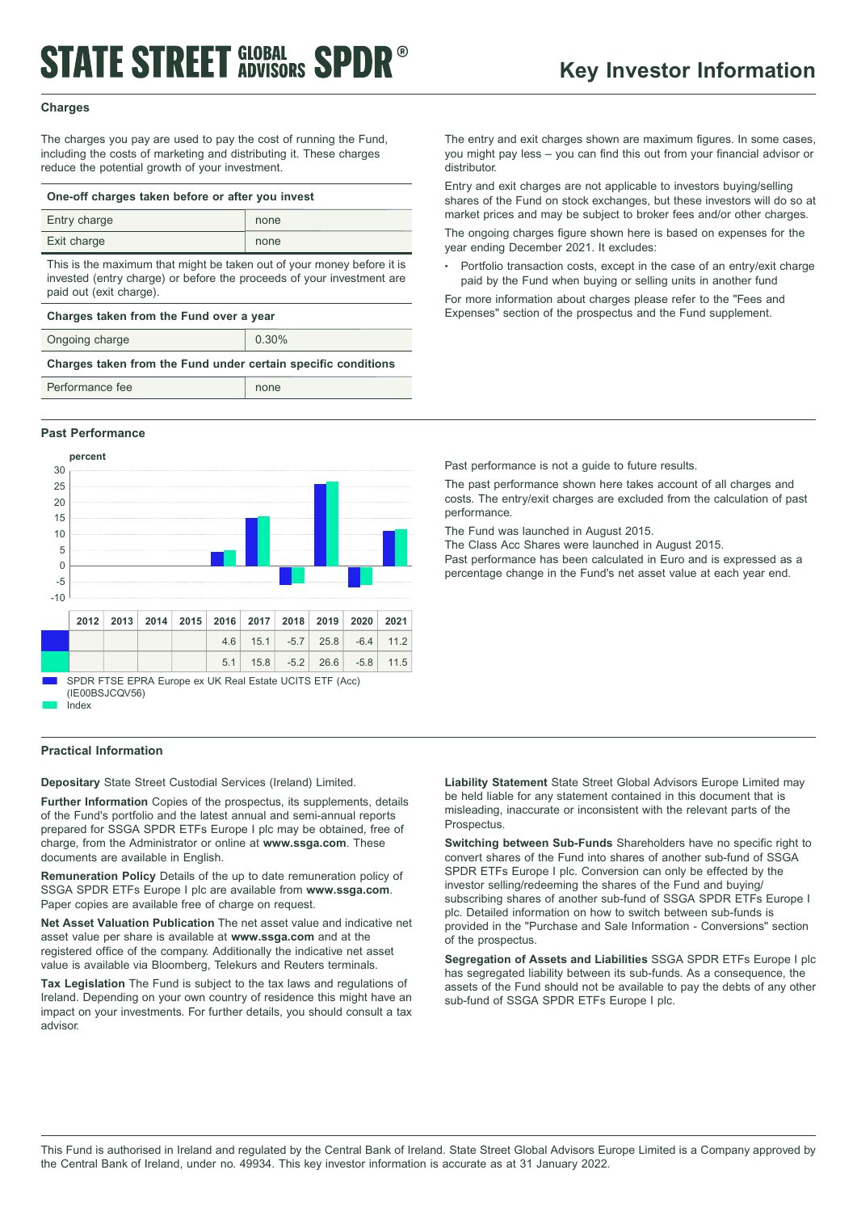## Charges

The charges you pay are used to pay the cost of running the Fund, including the costs of marketing and distributing it. These charges reduce the potential growth of your investment.

| One-off charges taken before or after you invest | |
|---|---|
| Entry charge | none |
| Exit charge | none |

This is the maximum that might be taken out of your money before it is invested (entry charge) or before the proceeds of your investment are paid out (exit charge).

| Charges taken from the Fund over a year | |
|---|---|
| Ongoing charge | 0.30% |

| Charges taken from the Fund under certain specific conditions | |
|---|---|
| Performance fee | none |

The entry and exit charges shown are maximum figures. In some cases, you might pay less – you can find this out from your financial advisor or distributor.

Entry and exit charges are not applicable to investors buying/selling shares of the Fund on stock exchanges, but these investors will do so at market prices and may be subject to broker fees and/or other charges.

The ongoing charges figure shown here is based on expenses for the year ending December 2021. It excludes:

- Portfolio transaction costs, except in the case of an entry/exit charge paid by the Fund when buying or selling units in another fund

For more information about charges please refer to the "Fees and Expenses" section of the prospectus and the Fund supplement.

## Past Performance

percent

30
25
20
15
10
5
0
-5
-10

| | 2012 | 2013 | 2014 | 2015 | 2016 | 2017 | 2018 | 2019 | 2020 | 2021 |
|---|---|---|---|---|---|---|---|---|---|---|
| Fund | | | | | 4.6 | 15.1 | -5.7 | 25.8 | -6.4 | 11.2 |
| Index | | | | | 5.1 | 15.8 | -5.2 | 26.6 | -5.8 | 11.5 |

SPDR FTSE EPRA Europe ex UK Real Estate UCITS ETF (Acc) (IE00BSJCQV56)

Index

Past performance is not a guide to future results.

The past performance shown here takes account of all charges and costs. The entry/exit charges are excluded from the calculation of past performance.

The Fund was launched in August 2015.
The Class Acc Shares were launched in August 2015.
Past performance has been calculated in Euro and is expressed as a percentage change in the Fund's net asset value at each year end.

## Practical Information

**Depositary** State Street Custodial Services (Ireland) Limited.

**Further Information** Copies of the prospectus, its supplements, details of the Fund's portfolio and the latest annual and semi-annual reports prepared for SSGA SPDR ETFs Europe I plc may be obtained, free of charge, from the Administrator or online at **www.ssga.com**. These documents are available in English.

**Remuneration Policy** Details of the up to date remuneration policy of SSGA SPDR ETFs Europe I plc are available from **www.ssga.com**. Paper copies are available free of charge on request.

**Net Asset Valuation Publication** The net asset value and indicative net asset value per share is available at **www.ssga.com** and at the registered office of the company. Additionally the indicative net asset value is available via Bloomberg, Telekurs and Reuters terminals.

**Tax Legislation** The Fund is subject to the tax laws and regulations of Ireland. Depending on your own country of residence this might have an impact on your investments. For further details, you should consult a tax advisor.

**Liability Statement** State Street Global Advisors Europe Limited may be held liable for any statement contained in this document that is misleading, inaccurate or inconsistent with the relevant parts of the Prospectus.

**Switching between Sub-Funds** Shareholders have no specific right to convert shares of the Fund into shares of another sub-fund of SSGA SPDR ETFs Europe I plc. Conversion can only be effected by the investor selling/redeeming the shares of the Fund and buying/ subscribing shares of another sub-fund of SSGA SPDR ETFs Europe I plc. Detailed information on how to switch between sub-funds is provided in the "Purchase and Sale Information - Conversions" section of the prospectus.

**Segregation of Assets and Liabilities** SSGA SPDR ETFs Europe I plc has segregated liability between its sub-funds. As a consequence, the assets of the Fund should not be available to pay the debts of any other sub-fund of SSGA SPDR ETFs Europe I plc.

This Fund is authorised in Ireland and regulated by the Central Bank of Ireland. State Street Global Advisors Europe Limited is a Company approved by the Central Bank of Ireland, under no. 49934. This key investor information is accurate as at 31 January 2022.